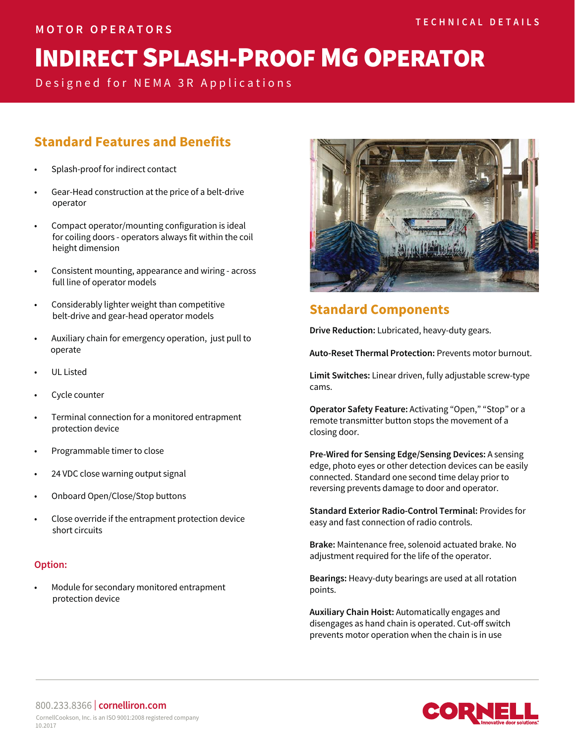MOTOR OPERATORS

TECHNICAL DETAILS

# INDIRECT SPLASH-PROOF MG OPERATOR

Designed for NEMA 3R Applications

## Standard Features and Benefits

- Splash-proof for indirect contact
- Gear-Head construction at the price of a belt-drive operator
- Compact operator/mounting configuration is ideal for coiling doors - operators always fit within the coil height dimension
- Consistent mounting, appearance and wiring - across full line of operator models
- Considerably lighter weight than competitive belt-drive and gear-head operator models
- Auxiliary chain for emergency operation, just pull to operate
- UL Listed
- Cycle counter
- Terminal connection for a monitored entrapment protection device
- Programmable timer to close
- 24 VDC close warning output signal
- Onboard Open/Close/Stop buttons
- Close override if the entrapment protection device short circuits

### Option:

- Module for secondary monitored entrapment protection device

## Standard Components

**Drive Reduction:** Lubricated, heavy-duty gears.

**Auto-Reset Thermal Protection:** Prevents motor burnout.

**Limit Switches:** Linear driven, fully adjustable screw-type cams.

**Operator Safety Feature:** Activating "Open," "Stop" or a remote transmitter button stops the movement of a closing door.

**Pre-Wired for Sensing Edge/Sensing Devices:** A sensing edge, photo eyes or other detection devices can be easily connected. Standard one second time delay prior to reversing prevents damage to door and operator.

**Standard Exterior Radio-Control Terminal:** Provides for easy and fast connection of radio controls.

**Brake:** Maintenance free, solenoid actuated brake. No adjustment required for the life of the operator.

**Bearings:** Heavy-duty bearings are used at all rotation points.

**Auxiliary Chain Hoist:** Automatically engages and disengages as hand chain is operated. Cut-off switch prevents motor operation when the chain is in use

800.233.8366 | cornelliron.com

CornellCookson, Inc. is an ISO 9001:2008 registered company

10.2017

CORNELL Innovative door solutions.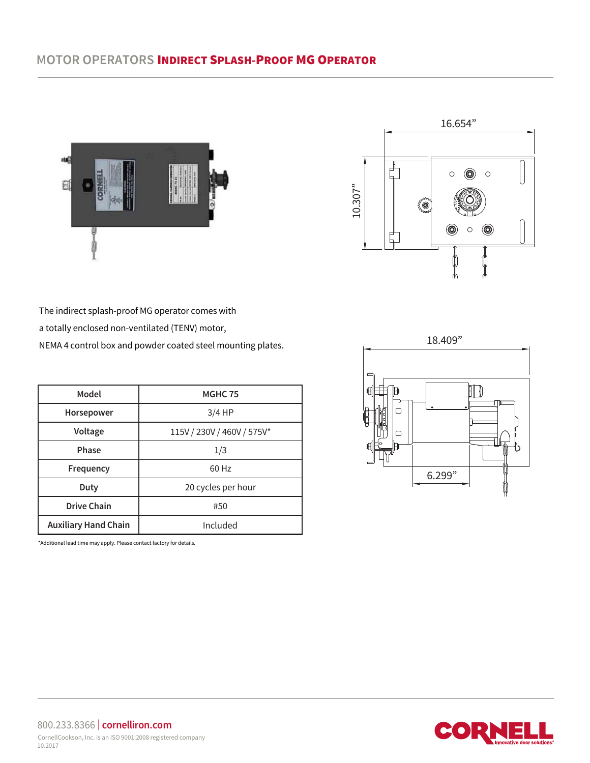# MOTOR OPERATORS INDIRECT SPLASH-PROOF MG OPERATOR

16.654”

10.307”

The indirect splash-proof MG operator comes with a totally enclosed non-ventilated (TENV) motor, NEMA 4 control box and powder coated steel mounting plates.

18.409”

6.299”

| Model | MGHC 75 |
|---|---|
| Horsepower | 3/4 HP |
| Voltage | 115V / 230V / 460V / 575V* |
| Phase | 1/3 |
| Frequency | 60 Hz |
| Duty | 20 cycles per hour |
| Drive Chain | #50 |
| Auxiliary Hand Chain | Included |

*Additional lead time may apply. Please contact factory for details.

800.233.8366 | cornelliron.com

CornellCookson, Inc. is an ISO 9001:2008 registered company

10.2017